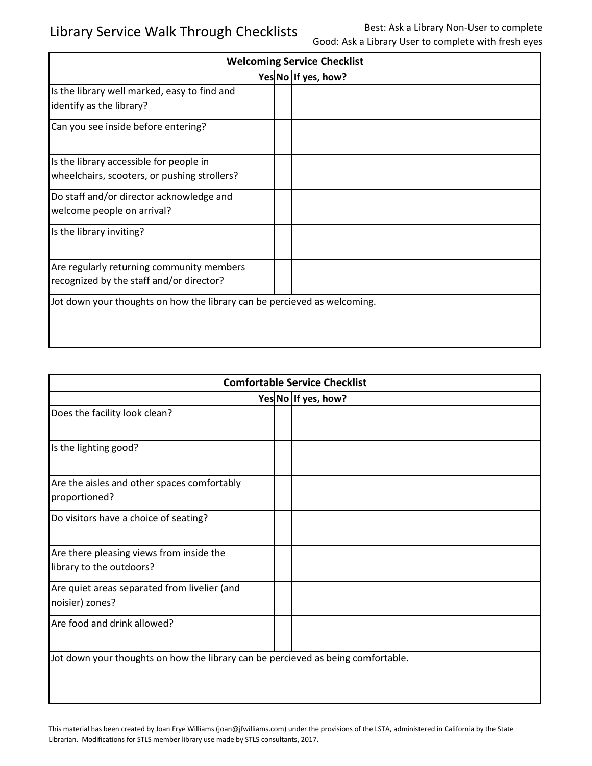# Library Service Walk Through Checklists

Best: Ask a Library Non-User to complete
Good: Ask a Library User to complete with fresh eyes

| Welcoming Service Checklist | | | |
|---|---|---|---|
| | **Yes** | **No** | **If yes, how?** |
| Is the library well marked, easy to find and identify as the library? | | | |
| Can you see inside before entering? | | | |
| Is the library accessible for people in wheelchairs, scooters, or pushing strollers? | | | |
| Do staff and/or director acknowledge and welcome people on arrival? | | | |
| Is the library inviting? | | | |
| Are regularly returning community members recognized by the staff and/or director? | | | |
| Jot down your thoughts on how the library can be percieved as welcoming. | | | |

| Comfortable Service Checklist | | | |
|---|---|---|---|
| | **Yes** | **No** | **If yes, how?** |
| Does the facility look clean? | | | |
| Is the lighting good? | | | |
| Are the aisles and other spaces comfortably proportioned? | | | |
| Do visitors have a choice of seating? | | | |
| Are there pleasing views from inside the library to the outdoors? | | | |
| Are quiet areas separated from livelier (and noisier) zones? | | | |
| Are food and drink allowed? | | | |
| Jot down your thoughts on how the library can be percieved as being comfortable. | | | |

This material has been created by Joan Frye Williams (joan@jfwilliams.com) under the provisions of the LSTA, administered in California by the State Librarian. Modifications for STLS member library use made by STLS consultants, 2017.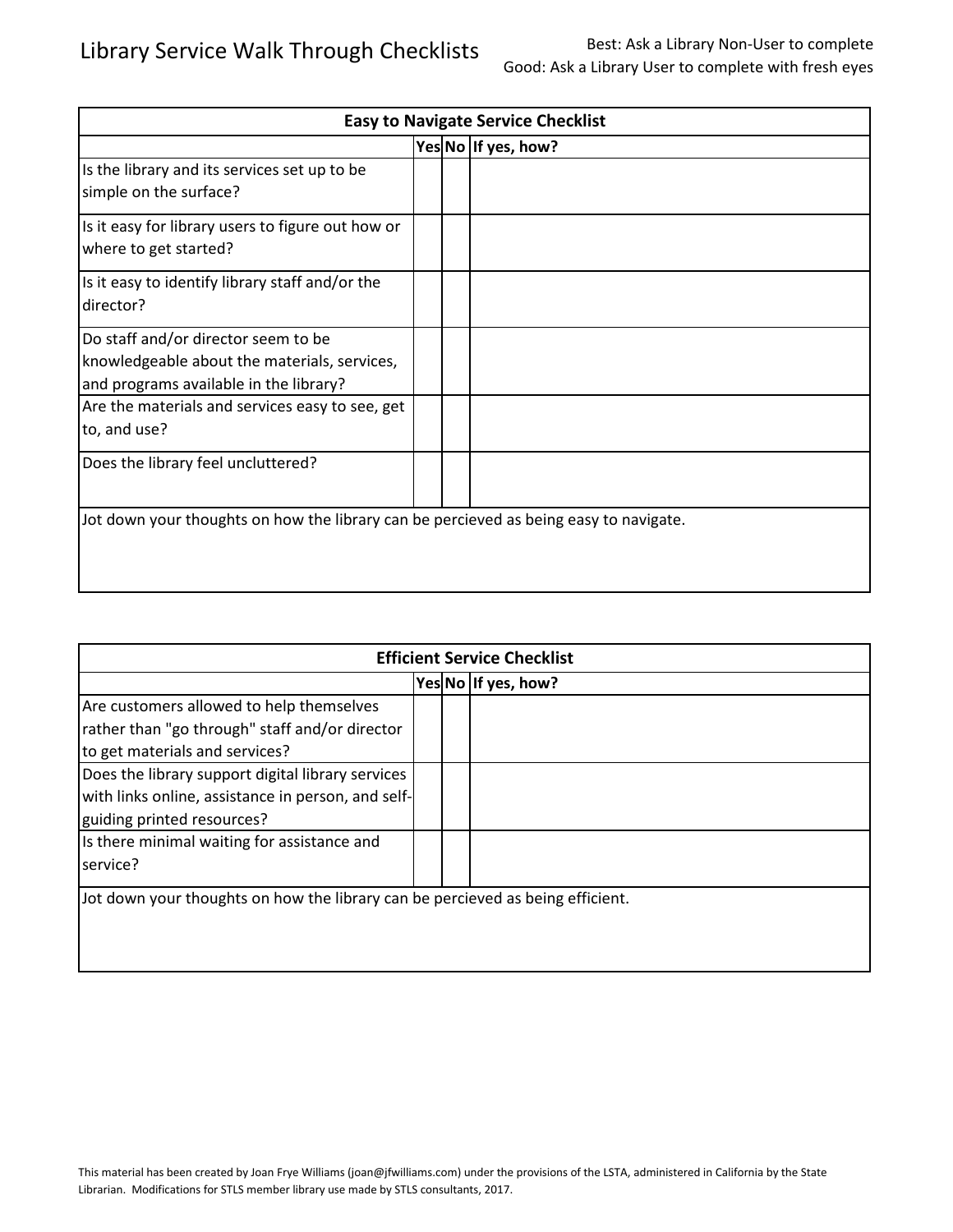# Library Service Walk Through Checklists

Best: Ask a Library Non-User to complete
Good: Ask a Library User to complete with fresh eyes

| Easy to Navigate Service Checklist | | | |
|---|---|---|---|
| | Yes | No | If yes, how? |
| Is the library and its services set up to be simple on the surface? | | | |
| Is it easy for library users to figure out how or where to get started? | | | |
| Is it easy to identify library staff and/or the director? | | | |
| Do staff and/or director seem to be knowledgeable about the materials, services, and programs available in the library? | | | |
| Are the materials and services easy to see, get to, and use? | | | |
| Does the library feel uncluttered? | | | |
| Jot down your thoughts on how the library can be percieved as being easy to navigate. | | | |

| Efficient Service Checklist | | | |
|---|---|---|---|
| | Yes | No | If yes, how? |
| Are customers allowed to help themselves rather than "go through" staff and/or director to get materials and services? | | | |
| Does the library support digital library services with links online, assistance in person, and self-guiding printed resources? | | | |
| Is there minimal waiting for assistance and service? | | | |
| Jot down your thoughts on how the library can be percieved as being efficient. | | | |

This material has been created by Joan Frye Williams (joan@jfwilliams.com) under the provisions of the LSTA, administered in California by the State Librarian. Modifications for STLS member library use made by STLS consultants, 2017.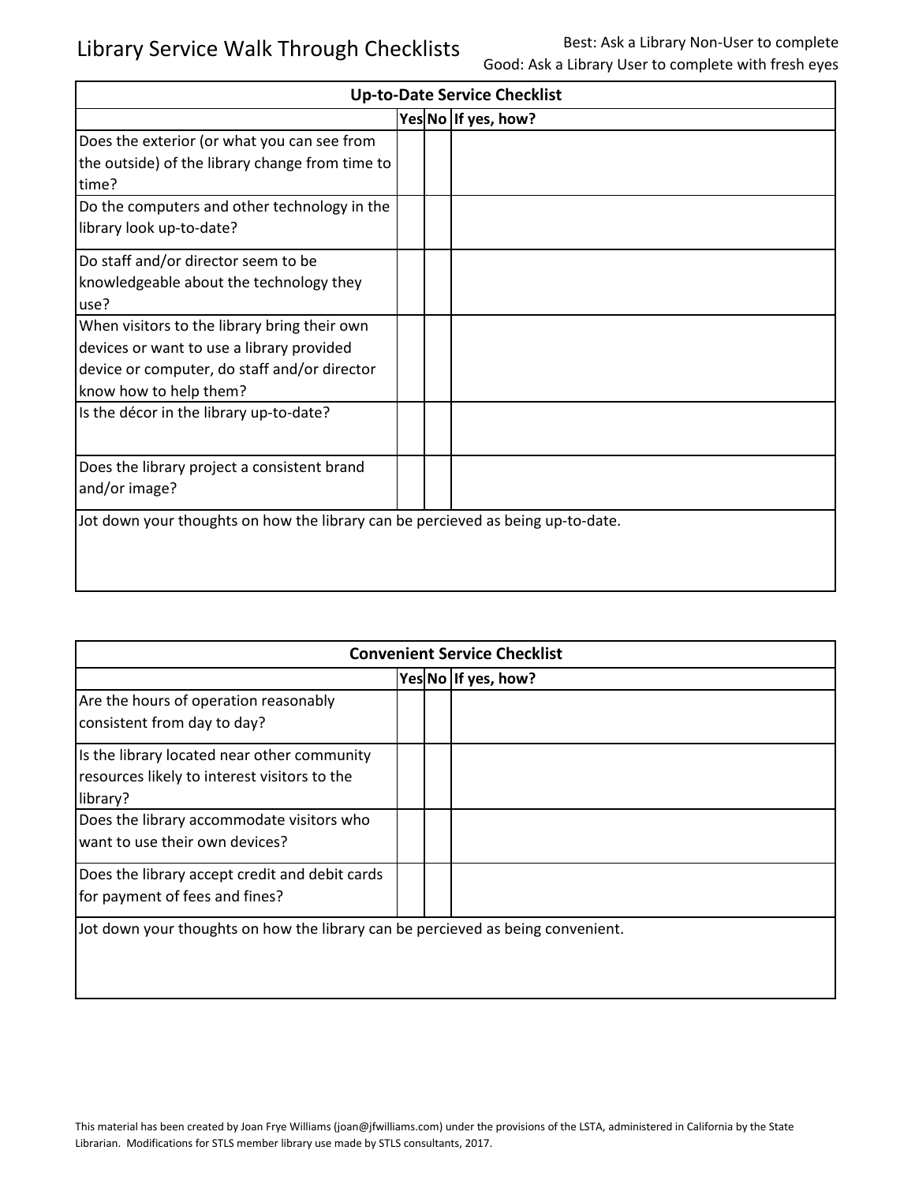# Library Service Walk Through Checklists

Best: Ask a Library Non-User to complete
Good: Ask a Library User to complete with fresh eyes

| Up-to-Date Service Checklist | | | |
|---|---|---|---|
| | Yes | No | If yes, how? |
| Does the exterior (or what you can see from the outside) of the library change from time to time? | | | |
| Do the computers and other technology in the library look up-to-date? | | | |
| Do staff and/or director seem to be knowledgeable about the technology they use? | | | |
| When visitors to the library bring their own devices or want to use a library provided device or computer, do staff and/or director know how to help them? | | | |
| Is the décor in the library up-to-date? | | | |
| Does the library project a consistent brand and/or image? | | | |
| Jot down your thoughts on how the library can be percieved as being up-to-date. | | | |

| Convenient Service Checklist | | | |
|---|---|---|---|
| | Yes | No | If yes, how? |
| Are the hours of operation reasonably consistent from day to day? | | | |
| Is the library located near other community resources likely to interest visitors to the library? | | | |
| Does the library accommodate visitors who want to use their own devices? | | | |
| Does the library accept credit and debit cards for payment of fees and fines? | | | |
| Jot down your thoughts on how the library can be percieved as being convenient. | | | |

This material has been created by Joan Frye Williams (joan@jfwilliams.com) under the provisions of the LSTA, administered in California by the State Librarian. Modifications for STLS member library use made by STLS consultants, 2017.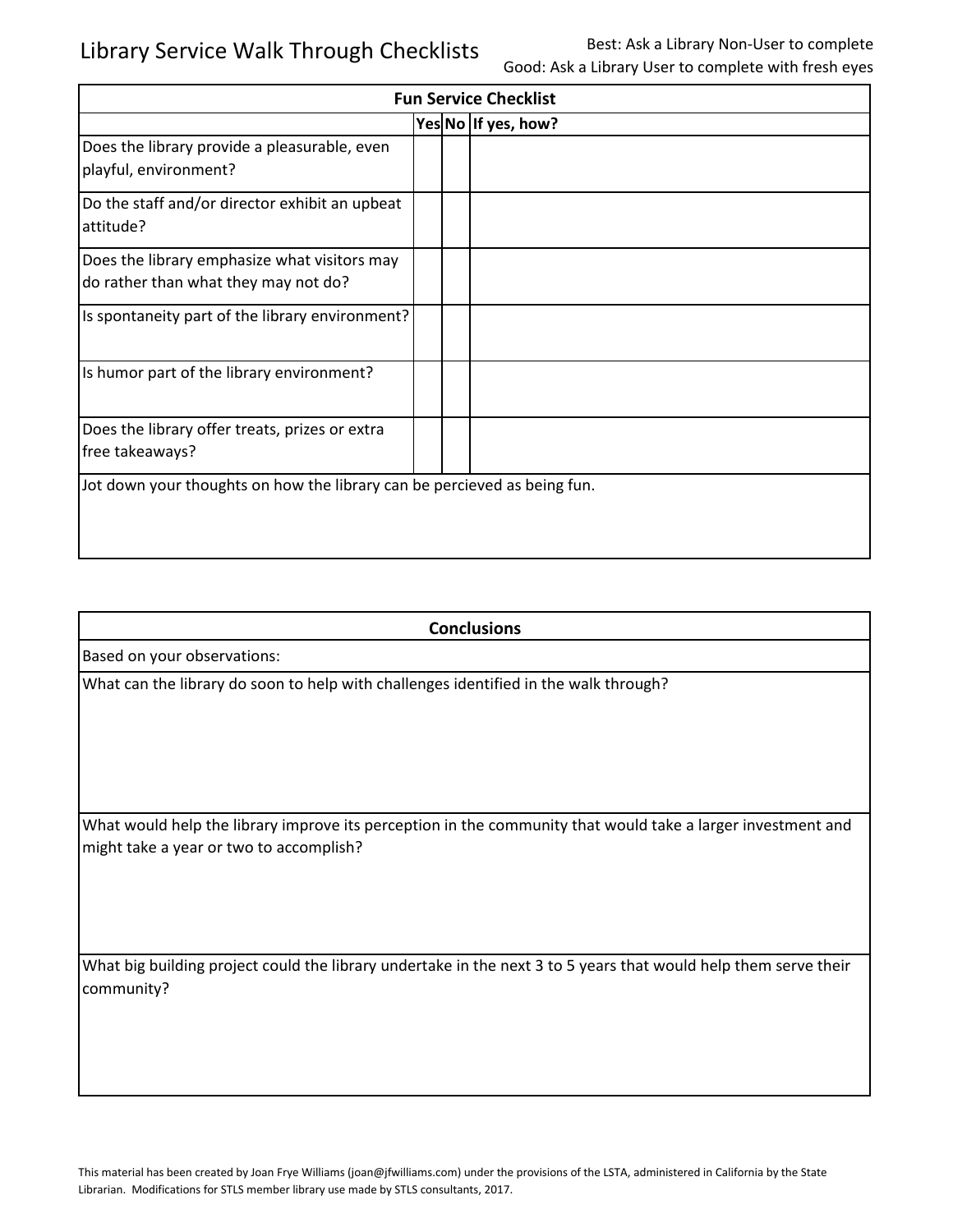Library Service Walk Through Checklists

Best: Ask a Library Non-User to complete
Good: Ask a Library User to complete with fresh eyes

| Fun Service Checklist | | | |
|---|---|---|---|
| | **Yes** | **No** | **If yes, how?** |
| Does the library provide a pleasurable, even playful, environment? | | | |
| Do the staff and/or director exhibit an upbeat attitude? | | | |
| Does the library emphasize what visitors may do rather than what they may not do? | | | |
| Is spontaneity part of the library environment? | | | |
| Is humor part of the library environment? | | | |
| Does the library offer treats, prizes or extra free takeaways? | | | |
| Jot down your thoughts on how the library can be percieved as being fun. | | | |

| Conclusions |
|---|
| Based on your observations: |
| What can the library do soon to help with challenges identified in the walk through? |
| What would help the library improve its perception in the community that would take a larger investment and might take a year or two to accomplish? |
| What big building project could the library undertake in the next 3 to 5 years that would help them serve their community? |

This material has been created by Joan Frye Williams (joan@jfwilliams.com) under the provisions of the LSTA, administered in California by the State Librarian. Modifications for STLS member library use made by STLS consultants, 2017.